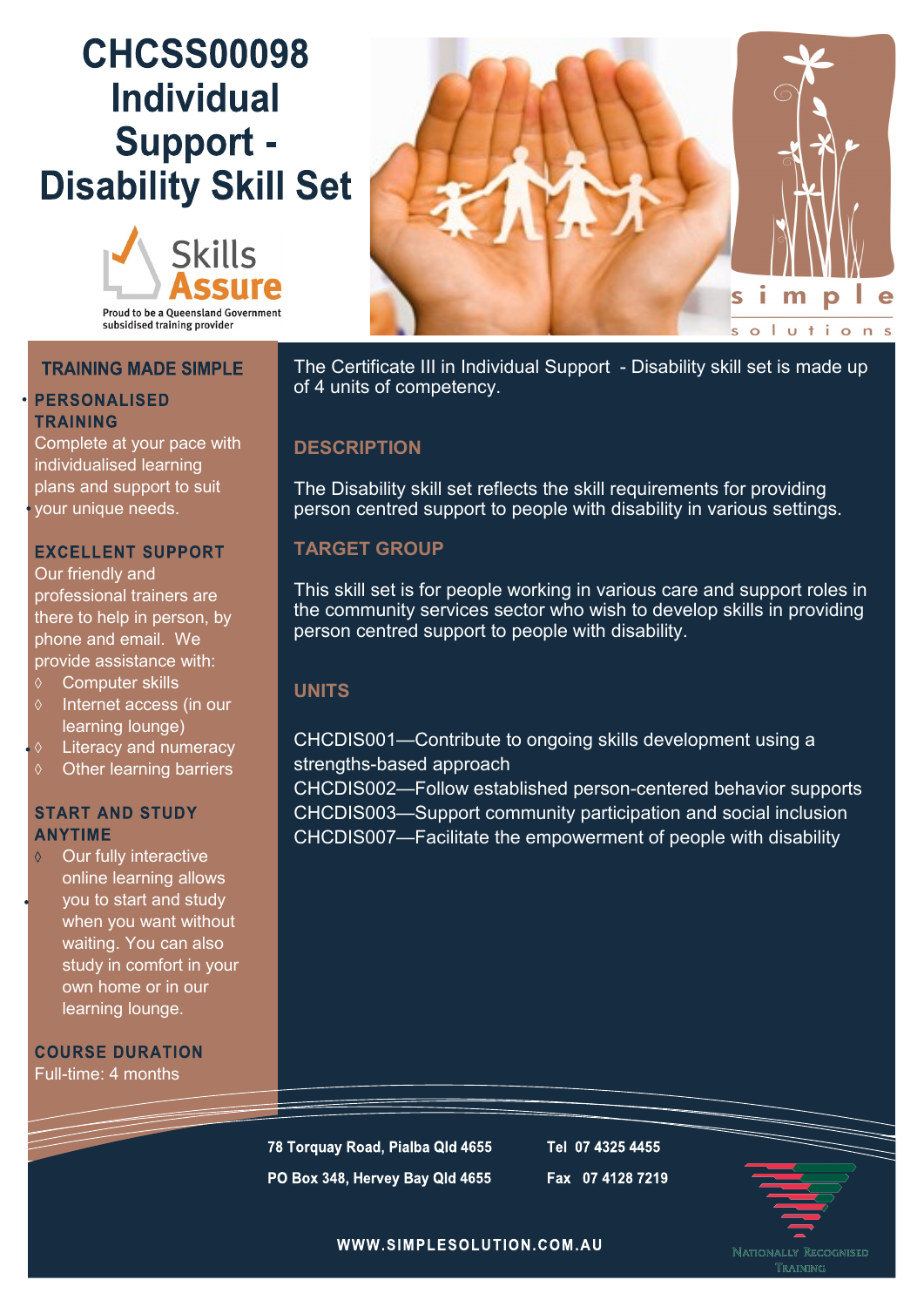# CHCSS00098 Individual Support - Disability Skill Set

Skills Assure

Proud to be a Queensland Government subsidised training provider

simple solutions

## TRAINING MADE SIMPLE

**PERSONALISED TRAINING**

Complete at your pace with individualised learning plans and support to suit your unique needs.

**EXCELLENT SUPPORT**

Our friendly and professional trainers are there to help in person, by phone and email. We provide assistance with:

- Computer skills
- Internet access (in our learning lounge)
- Literacy and numeracy
- Other learning barriers

**START AND STUDY ANYTIME**

- Our fully interactive online learning allows you to start and study when you want without waiting. You can also study in comfort in your own home or in our learning lounge.

**COURSE DURATION**

Full-time: 4 months

The Certificate III in Individual Support - Disability skill set is made up of 4 units of competency.

## DESCRIPTION

The Disability skill set reflects the skill requirements for providing person centred support to people with disability in various settings.

## TARGET GROUP

This skill set is for people working in various care and support roles in the community services sector who wish to develop skills in providing person centred support to people with disability.

## UNITS

CHCDIS001—Contribute to ongoing skills development using a strengths-based approach
CHCDIS002—Follow established person-centered behavior supports
CHCDIS003—Support community participation and social inclusion
CHCDIS007—Facilitate the empowerment of people with disability

78 Torquay Road, Pialba Qld 4655
PO Box 348, Hervey Bay Qld 4655

Tel 07 4325 4455
Fax 07 4128 7219

WWW.SIMPLESOLUTION.COM.AU

Nationally Recognised Training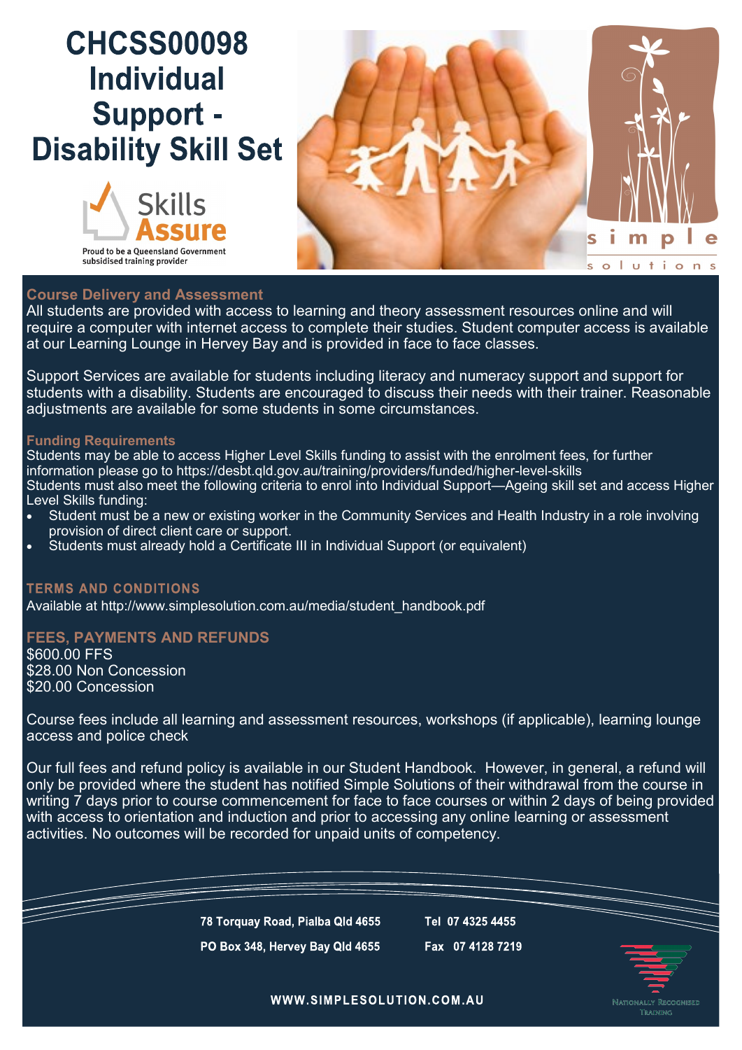# CHCSS00098 Individual Support - Disability Skill Set

Skills Assure

Proud to be a Queensland Government subsidised training provider

simple solutions

## Course Delivery and Assessment

All students are provided with access to learning and theory assessment resources online and will require a computer with internet access to complete their studies. Student computer access is available at our Learning Lounge in Hervey Bay and is provided in face to face classes.

Support Services are available for students including literacy and numeracy support and support for students with a disability. Students are encouraged to discuss their needs with their trainer. Reasonable adjustments are available for some students in some circumstances.

## Funding Requirements

Students may be able to access Higher Level Skills funding to assist with the enrolment fees, for further information please go to https://desbt.qld.gov.au/training/providers/funded/higher-level-skills
Students must also meet the following criteria to enrol into Individual Support—Ageing skill set and access Higher Level Skills funding:

- Student must be a new or existing worker in the Community Services and Health Industry in a role involving provision of direct client care or support.
- Students must already hold a Certificate III in Individual Support (or equivalent)

## TERMS AND CONDITIONS

Available at http://www.simplesolution.com.au/media/student_handbook.pdf

## FEES, PAYMENTS AND REFUNDS

$600.00 FFS
$28.00 Non Concession
$20.00 Concession

Course fees include all learning and assessment resources, workshops (if applicable), learning lounge access and police check

Our full fees and refund policy is available in our Student Handbook. However, in general, a refund will only be provided where the student has notified Simple Solutions of their withdrawal from the course in writing 7 days prior to course commencement for face to face courses or within 2 days of being provided with access to orientation and induction and prior to accessing any online learning or assessment activities. No outcomes will be recorded for unpaid units of competency.

78 Torquay Road, Pialba Qld 4655 Tel 07 4325 4455

PO Box 348, Hervey Bay Qld 4655 Fax 07 4128 7219

WWW.SIMPLESOLUTION.COM.AU

Nationally Recognised Training